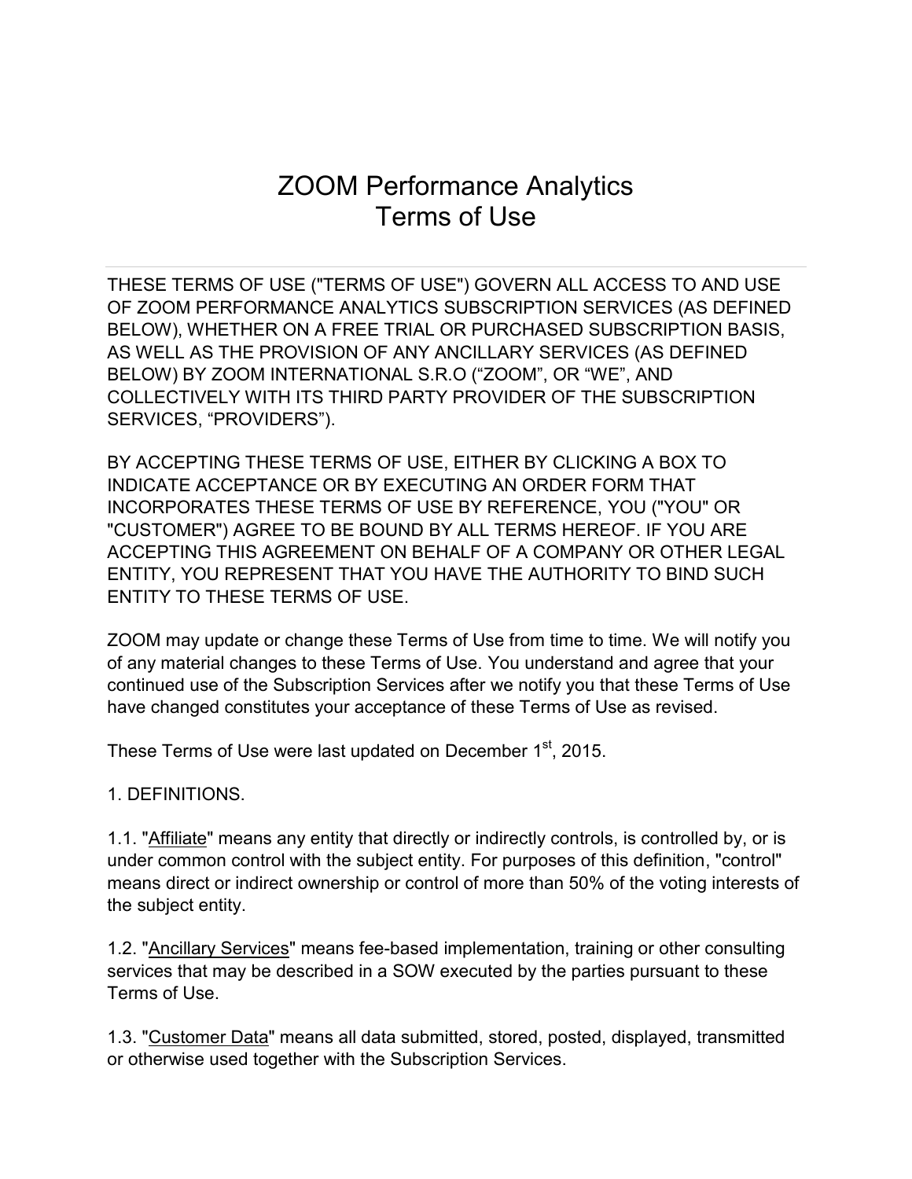# ZOOM Performance Analytics
# Terms of Use

THESE TERMS OF USE ("TERMS OF USE") GOVERN ALL ACCESS TO AND USE OF ZOOM PERFORMANCE ANALYTICS SUBSCRIPTION SERVICES (AS DEFINED BELOW), WHETHER ON A FREE TRIAL OR PURCHASED SUBSCRIPTION BASIS, AS WELL AS THE PROVISION OF ANY ANCILLARY SERVICES (AS DEFINED BELOW) BY ZOOM INTERNATIONAL S.R.O ("ZOOM", OR "WE", AND COLLECTIVELY WITH ITS THIRD PARTY PROVIDER OF THE SUBSCRIPTION SERVICES, "PROVIDERS").

BY ACCEPTING THESE TERMS OF USE, EITHER BY CLICKING A BOX TO INDICATE ACCEPTANCE OR BY EXECUTING AN ORDER FORM THAT INCORPORATES THESE TERMS OF USE BY REFERENCE, YOU ("YOU" OR "CUSTOMER") AGREE TO BE BOUND BY ALL TERMS HEREOF. IF YOU ARE ACCEPTING THIS AGREEMENT ON BEHALF OF A COMPANY OR OTHER LEGAL ENTITY, YOU REPRESENT THAT YOU HAVE THE AUTHORITY TO BIND SUCH ENTITY TO THESE TERMS OF USE.

ZOOM may update or change these Terms of Use from time to time. We will notify you of any material changes to these Terms of Use. You understand and agree that your continued use of the Subscription Services after we notify you that these Terms of Use have changed constitutes your acceptance of these Terms of Use as revised.

These Terms of Use were last updated on December 1st, 2015.

1. DEFINITIONS.

1.1. "Affiliate" means any entity that directly or indirectly controls, is controlled by, or is under common control with the subject entity. For purposes of this definition, "control" means direct or indirect ownership or control of more than 50% of the voting interests of the subject entity.

1.2. "Ancillary Services" means fee-based implementation, training or other consulting services that may be described in a SOW executed by the parties pursuant to these Terms of Use.

1.3. "Customer Data" means all data submitted, stored, posted, displayed, transmitted or otherwise used together with the Subscription Services.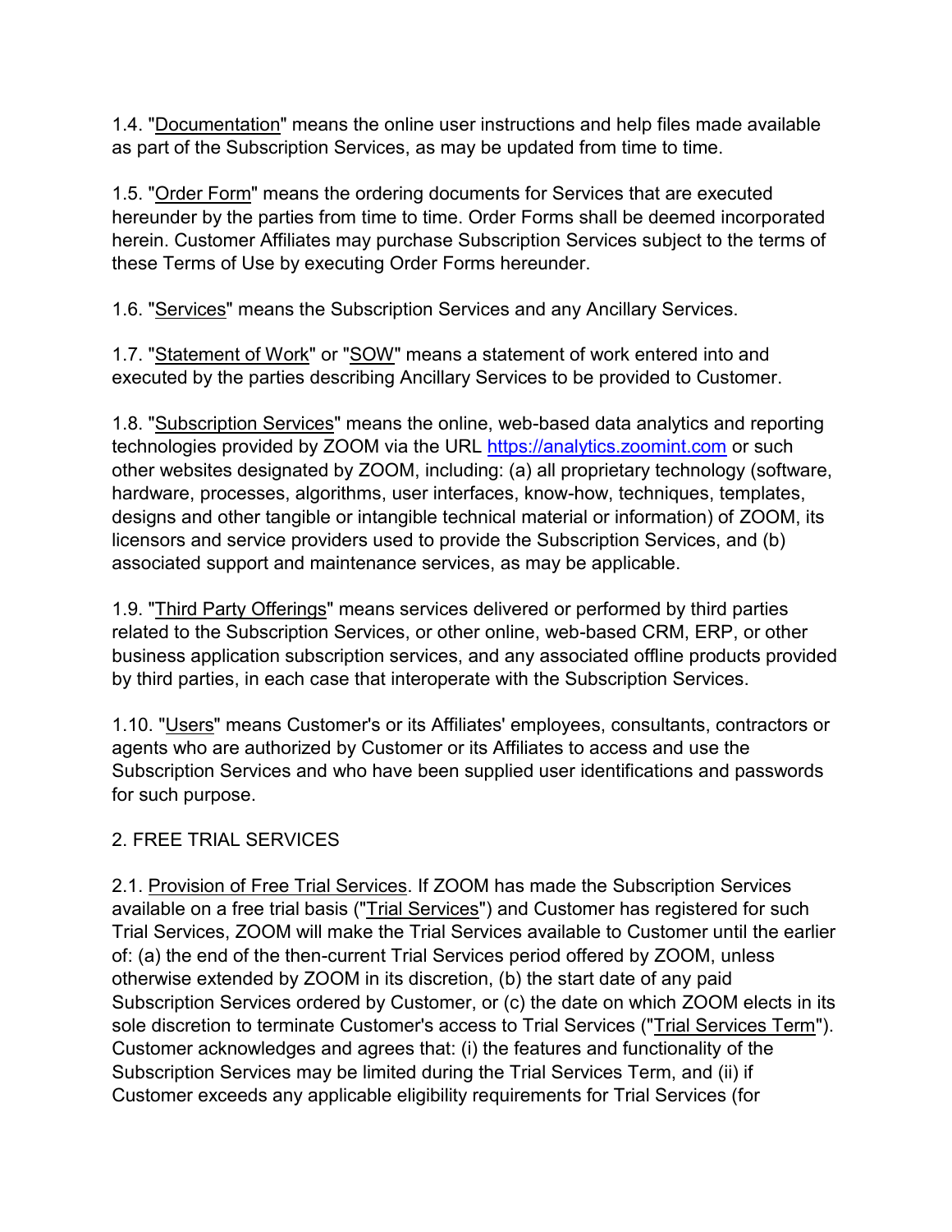1.4. "Documentation" means the online user instructions and help files made available as part of the Subscription Services, as may be updated from time to time.

1.5. "Order Form" means the ordering documents for Services that are executed hereunder by the parties from time to time. Order Forms shall be deemed incorporated herein. Customer Affiliates may purchase Subscription Services subject to the terms of these Terms of Use by executing Order Forms hereunder.

1.6. "Services" means the Subscription Services and any Ancillary Services.

1.7. "Statement of Work" or "SOW" means a statement of work entered into and executed by the parties describing Ancillary Services to be provided to Customer.

1.8. "Subscription Services" means the online, web-based data analytics and reporting technologies provided by ZOOM via the URL [https://analytics.zoomint.com](https://analytics.zoomint.com) or such other websites designated by ZOOM, including: (a) all proprietary technology (software, hardware, processes, algorithms, user interfaces, know-how, techniques, templates, designs and other tangible or intangible technical material or information) of ZOOM, its licensors and service providers used to provide the Subscription Services, and (b) associated support and maintenance services, as may be applicable.

1.9. "Third Party Offerings" means services delivered or performed by third parties related to the Subscription Services, or other online, web-based CRM, ERP, or other business application subscription services, and any associated offline products provided by third parties, in each case that interoperate with the Subscription Services.

1.10. "Users" means Customer's or its Affiliates' employees, consultants, contractors or agents who are authorized by Customer or its Affiliates to access and use the Subscription Services and who have been supplied user identifications and passwords for such purpose.

## 2. FREE TRIAL SERVICES

2.1. Provision of Free Trial Services. If ZOOM has made the Subscription Services available on a free trial basis ("Trial Services") and Customer has registered for such Trial Services, ZOOM will make the Trial Services available to Customer until the earlier of: (a) the end of the then-current Trial Services period offered by ZOOM, unless otherwise extended by ZOOM in its discretion, (b) the start date of any paid Subscription Services ordered by Customer, or (c) the date on which ZOOM elects in its sole discretion to terminate Customer's access to Trial Services ("Trial Services Term"). Customer acknowledges and agrees that: (i) the features and functionality of the Subscription Services may be limited during the Trial Services Term, and (ii) if Customer exceeds any applicable eligibility requirements for Trial Services (for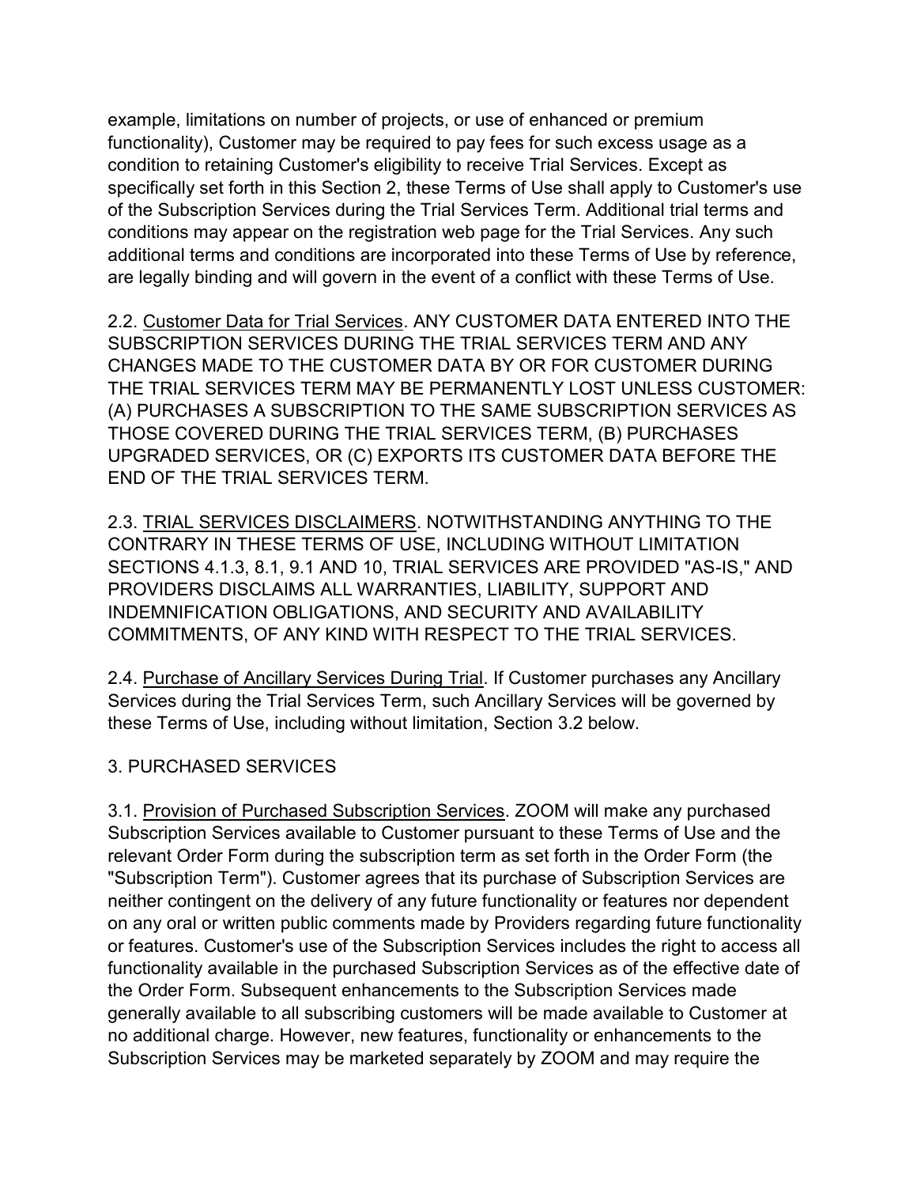example, limitations on number of projects, or use of enhanced or premium functionality), Customer may be required to pay fees for such excess usage as a condition to retaining Customer's eligibility to receive Trial Services. Except as specifically set forth in this Section 2, these Terms of Use shall apply to Customer's use of the Subscription Services during the Trial Services Term. Additional trial terms and conditions may appear on the registration web page for the Trial Services. Any such additional terms and conditions are incorporated into these Terms of Use by reference, are legally binding and will govern in the event of a conflict with these Terms of Use.

2.2. Customer Data for Trial Services. ANY CUSTOMER DATA ENTERED INTO THE SUBSCRIPTION SERVICES DURING THE TRIAL SERVICES TERM AND ANY CHANGES MADE TO THE CUSTOMER DATA BY OR FOR CUSTOMER DURING THE TRIAL SERVICES TERM MAY BE PERMANENTLY LOST UNLESS CUSTOMER: (A) PURCHASES A SUBSCRIPTION TO THE SAME SUBSCRIPTION SERVICES AS THOSE COVERED DURING THE TRIAL SERVICES TERM, (B) PURCHASES UPGRADED SERVICES, OR (C) EXPORTS ITS CUSTOMER DATA BEFORE THE END OF THE TRIAL SERVICES TERM.

2.3. TRIAL SERVICES DISCLAIMERS. NOTWITHSTANDING ANYTHING TO THE CONTRARY IN THESE TERMS OF USE, INCLUDING WITHOUT LIMITATION SECTIONS 4.1.3, 8.1, 9.1 AND 10, TRIAL SERVICES ARE PROVIDED "AS-IS," AND PROVIDERS DISCLAIMS ALL WARRANTIES, LIABILITY, SUPPORT AND INDEMNIFICATION OBLIGATIONS, AND SECURITY AND AVAILABILITY COMMITMENTS, OF ANY KIND WITH RESPECT TO THE TRIAL SERVICES.

2.4. Purchase of Ancillary Services During Trial. If Customer purchases any Ancillary Services during the Trial Services Term, such Ancillary Services will be governed by these Terms of Use, including without limitation, Section 3.2 below.

3. PURCHASED SERVICES

3.1. Provision of Purchased Subscription Services. ZOOM will make any purchased Subscription Services available to Customer pursuant to these Terms of Use and the relevant Order Form during the subscription term as set forth in the Order Form (the "Subscription Term"). Customer agrees that its purchase of Subscription Services are neither contingent on the delivery of any future functionality or features nor dependent on any oral or written public comments made by Providers regarding future functionality or features. Customer's use of the Subscription Services includes the right to access all functionality available in the purchased Subscription Services as of the effective date of the Order Form. Subsequent enhancements to the Subscription Services made generally available to all subscribing customers will be made available to Customer at no additional charge. However, new features, functionality or enhancements to the Subscription Services may be marketed separately by ZOOM and may require the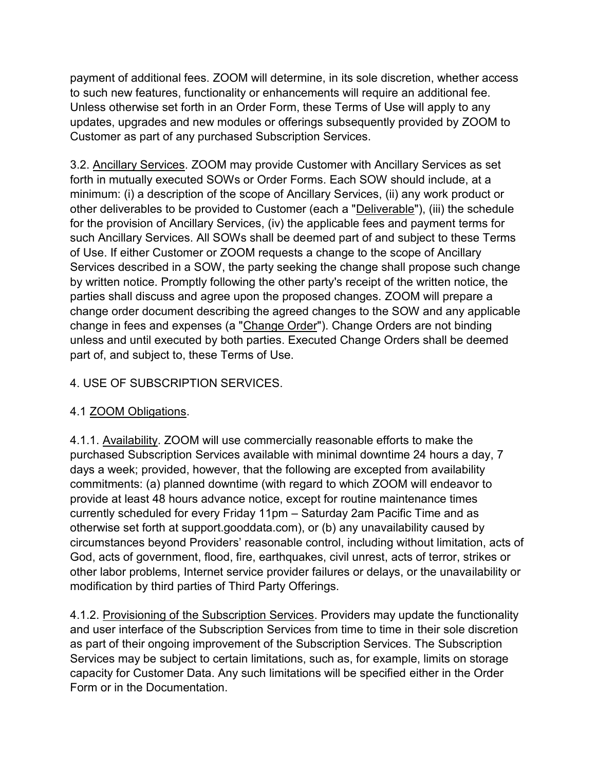payment of additional fees. ZOOM will determine, in its sole discretion, whether access to such new features, functionality or enhancements will require an additional fee. Unless otherwise set forth in an Order Form, these Terms of Use will apply to any updates, upgrades and new modules or offerings subsequently provided by ZOOM to Customer as part of any purchased Subscription Services.

3.2. Ancillary Services. ZOOM may provide Customer with Ancillary Services as set forth in mutually executed SOWs or Order Forms. Each SOW should include, at a minimum: (i) a description of the scope of Ancillary Services, (ii) any work product or other deliverables to be provided to Customer (each a "Deliverable"), (iii) the schedule for the provision of Ancillary Services, (iv) the applicable fees and payment terms for such Ancillary Services. All SOWs shall be deemed part of and subject to these Terms of Use. If either Customer or ZOOM requests a change to the scope of Ancillary Services described in a SOW, the party seeking the change shall propose such change by written notice. Promptly following the other party's receipt of the written notice, the parties shall discuss and agree upon the proposed changes. ZOOM will prepare a change order document describing the agreed changes to the SOW and any applicable change in fees and expenses (a "Change Order"). Change Orders are not binding unless and until executed by both parties. Executed Change Orders shall be deemed part of, and subject to, these Terms of Use.

4. USE OF SUBSCRIPTION SERVICES.

4.1 ZOOM Obligations.

4.1.1. Availability. ZOOM will use commercially reasonable efforts to make the purchased Subscription Services available with minimal downtime 24 hours a day, 7 days a week; provided, however, that the following are excepted from availability commitments: (a) planned downtime (with regard to which ZOOM will endeavor to provide at least 48 hours advance notice, except for routine maintenance times currently scheduled for every Friday 11pm – Saturday 2am Pacific Time and as otherwise set forth at support.gooddata.com), or (b) any unavailability caused by circumstances beyond Providers' reasonable control, including without limitation, acts of God, acts of government, flood, fire, earthquakes, civil unrest, acts of terror, strikes or other labor problems, Internet service provider failures or delays, or the unavailability or modification by third parties of Third Party Offerings.

4.1.2. Provisioning of the Subscription Services. Providers may update the functionality and user interface of the Subscription Services from time to time in their sole discretion as part of their ongoing improvement of the Subscription Services. The Subscription Services may be subject to certain limitations, such as, for example, limits on storage capacity for Customer Data. Any such limitations will be specified either in the Order Form or in the Documentation.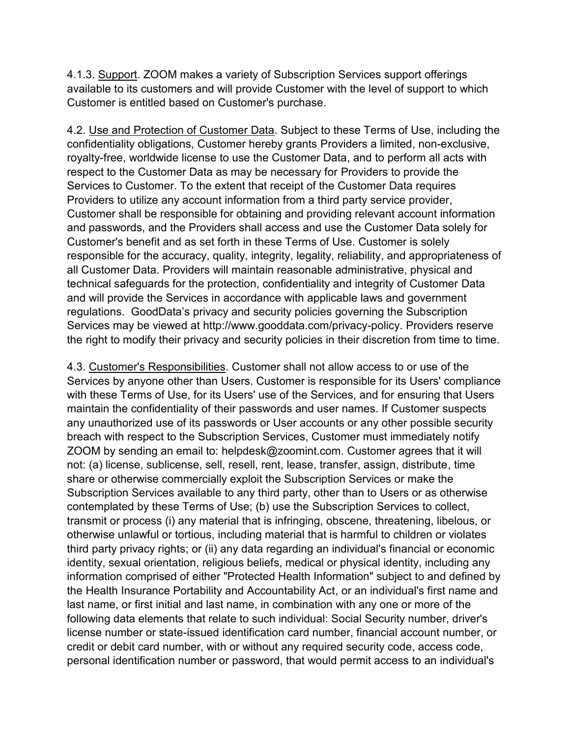4.1.3. <u>Support</u>. ZOOM makes a variety of Subscription Services support offerings available to its customers and will provide Customer with the level of support to which Customer is entitled based on Customer's purchase.

4.2. <u>Use and Protection of Customer Data</u>. Subject to these Terms of Use, including the confidentiality obligations, Customer hereby grants Providers a limited, non-exclusive, royalty-free, worldwide license to use the Customer Data, and to perform all acts with respect to the Customer Data as may be necessary for Providers to provide the Services to Customer. To the extent that receipt of the Customer Data requires Providers to utilize any account information from a third party service provider, Customer shall be responsible for obtaining and providing relevant account information and passwords, and the Providers shall access and use the Customer Data solely for Customer's benefit and as set forth in these Terms of Use. Customer is solely responsible for the accuracy, quality, integrity, legality, reliability, and appropriateness of all Customer Data. Providers will maintain reasonable administrative, physical and technical safeguards for the protection, confidentiality and integrity of Customer Data and will provide the Services in accordance with applicable laws and government regulations. GoodData's privacy and security policies governing the Subscription Services may be viewed at http://www.gooddata.com/privacy-policy. Providers reserve the right to modify their privacy and security policies in their discretion from time to time.

4.3. <u>Customer's Responsibilities</u>. Customer shall not allow access to or use of the Services by anyone other than Users. Customer is responsible for its Users' compliance with these Terms of Use, for its Users' use of the Services, and for ensuring that Users maintain the confidentiality of their passwords and user names. If Customer suspects any unauthorized use of its passwords or User accounts or any other possible security breach with respect to the Subscription Services, Customer must immediately notify ZOOM by sending an email to: helpdesk@zoomint.com. Customer agrees that it will not: (a) license, sublicense, sell, resell, rent, lease, transfer, assign, distribute, time share or otherwise commercially exploit the Subscription Services or make the Subscription Services available to any third party, other than to Users or as otherwise contemplated by these Terms of Use; (b) use the Subscription Services to collect, transmit or process (i) any material that is infringing, obscene, threatening, libelous, or otherwise unlawful or tortious, including material that is harmful to children or violates third party privacy rights; or (ii) any data regarding an individual's financial or economic identity, sexual orientation, religious beliefs, medical or physical identity, including any information comprised of either "Protected Health Information" subject to and defined by the Health Insurance Portability and Accountability Act, or an individual's first name and last name, or first initial and last name, in combination with any one or more of the following data elements that relate to such individual: Social Security number, driver's license number or state-issued identification card number, financial account number, or credit or debit card number, with or without any required security code, access code, personal identification number or password, that would permit access to an individual's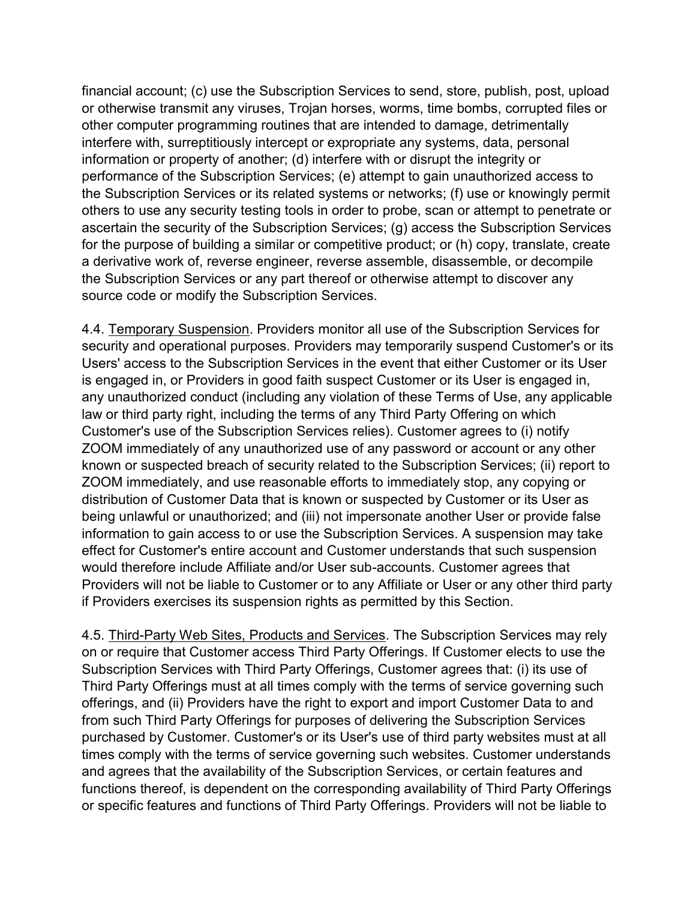financial account; (c) use the Subscription Services to send, store, publish, post, upload or otherwise transmit any viruses, Trojan horses, worms, time bombs, corrupted files or other computer programming routines that are intended to damage, detrimentally interfere with, surreptitiously intercept or expropriate any systems, data, personal information or property of another; (d) interfere with or disrupt the integrity or performance of the Subscription Services; (e) attempt to gain unauthorized access to the Subscription Services or its related systems or networks; (f) use or knowingly permit others to use any security testing tools in order to probe, scan or attempt to penetrate or ascertain the security of the Subscription Services; (g) access the Subscription Services for the purpose of building a similar or competitive product; or (h) copy, translate, create a derivative work of, reverse engineer, reverse assemble, disassemble, or decompile the Subscription Services or any part thereof or otherwise attempt to discover any source code or modify the Subscription Services.

4.4. Temporary Suspension. Providers monitor all use of the Subscription Services for security and operational purposes. Providers may temporarily suspend Customer's or its Users' access to the Subscription Services in the event that either Customer or its User is engaged in, or Providers in good faith suspect Customer or its User is engaged in, any unauthorized conduct (including any violation of these Terms of Use, any applicable law or third party right, including the terms of any Third Party Offering on which Customer's use of the Subscription Services relies). Customer agrees to (i) notify ZOOM immediately of any unauthorized use of any password or account or any other known or suspected breach of security related to the Subscription Services; (ii) report to ZOOM immediately, and use reasonable efforts to immediately stop, any copying or distribution of Customer Data that is known or suspected by Customer or its User as being unlawful or unauthorized; and (iii) not impersonate another User or provide false information to gain access to or use the Subscription Services. A suspension may take effect for Customer's entire account and Customer understands that such suspension would therefore include Affiliate and/or User sub-accounts. Customer agrees that Providers will not be liable to Customer or to any Affiliate or User or any other third party if Providers exercises its suspension rights as permitted by this Section.

4.5. Third-Party Web Sites, Products and Services. The Subscription Services may rely on or require that Customer access Third Party Offerings. If Customer elects to use the Subscription Services with Third Party Offerings, Customer agrees that: (i) its use of Third Party Offerings must at all times comply with the terms of service governing such offerings, and (ii) Providers have the right to export and import Customer Data to and from such Third Party Offerings for purposes of delivering the Subscription Services purchased by Customer. Customer's or its User's use of third party websites must at all times comply with the terms of service governing such websites. Customer understands and agrees that the availability of the Subscription Services, or certain features and functions thereof, is dependent on the corresponding availability of Third Party Offerings or specific features and functions of Third Party Offerings. Providers will not be liable to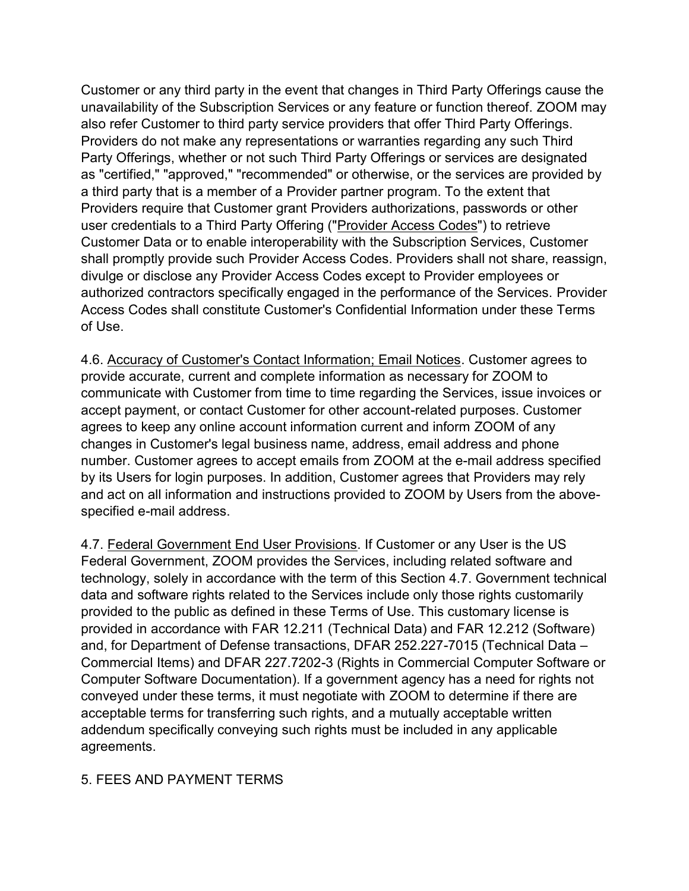Customer or any third party in the event that changes in Third Party Offerings cause the unavailability of the Subscription Services or any feature or function thereof. ZOOM may also refer Customer to third party service providers that offer Third Party Offerings. Providers do not make any representations or warranties regarding any such Third Party Offerings, whether or not such Third Party Offerings or services are designated as "certified," "approved," "recommended" or otherwise, or the services are provided by a third party that is a member of a Provider partner program. To the extent that Providers require that Customer grant Providers authorizations, passwords or other user credentials to a Third Party Offering ("Provider Access Codes") to retrieve Customer Data or to enable interoperability with the Subscription Services, Customer shall promptly provide such Provider Access Codes. Providers shall not share, reassign, divulge or disclose any Provider Access Codes except to Provider employees or authorized contractors specifically engaged in the performance of the Services. Provider Access Codes shall constitute Customer's Confidential Information under these Terms of Use.

4.6. Accuracy of Customer's Contact Information; Email Notices. Customer agrees to provide accurate, current and complete information as necessary for ZOOM to communicate with Customer from time to time regarding the Services, issue invoices or accept payment, or contact Customer for other account-related purposes. Customer agrees to keep any online account information current and inform ZOOM of any changes in Customer's legal business name, address, email address and phone number. Customer agrees to accept emails from ZOOM at the e-mail address specified by its Users for login purposes. In addition, Customer agrees that Providers may rely and act on all information and instructions provided to ZOOM by Users from the above-specified e-mail address.

4.7. Federal Government End User Provisions. If Customer or any User is the US Federal Government, ZOOM provides the Services, including related software and technology, solely in accordance with the term of this Section 4.7. Government technical data and software rights related to the Services include only those rights customarily provided to the public as defined in these Terms of Use. This customary license is provided in accordance with FAR 12.211 (Technical Data) and FAR 12.212 (Software) and, for Department of Defense transactions, DFAR 252.227-7015 (Technical Data – Commercial Items) and DFAR 227.7202-3 (Rights in Commercial Computer Software or Computer Software Documentation). If a government agency has a need for rights not conveyed under these terms, it must negotiate with ZOOM to determine if there are acceptable terms for transferring such rights, and a mutually acceptable written addendum specifically conveying such rights must be included in any applicable agreements.

## 5. FEES AND PAYMENT TERMS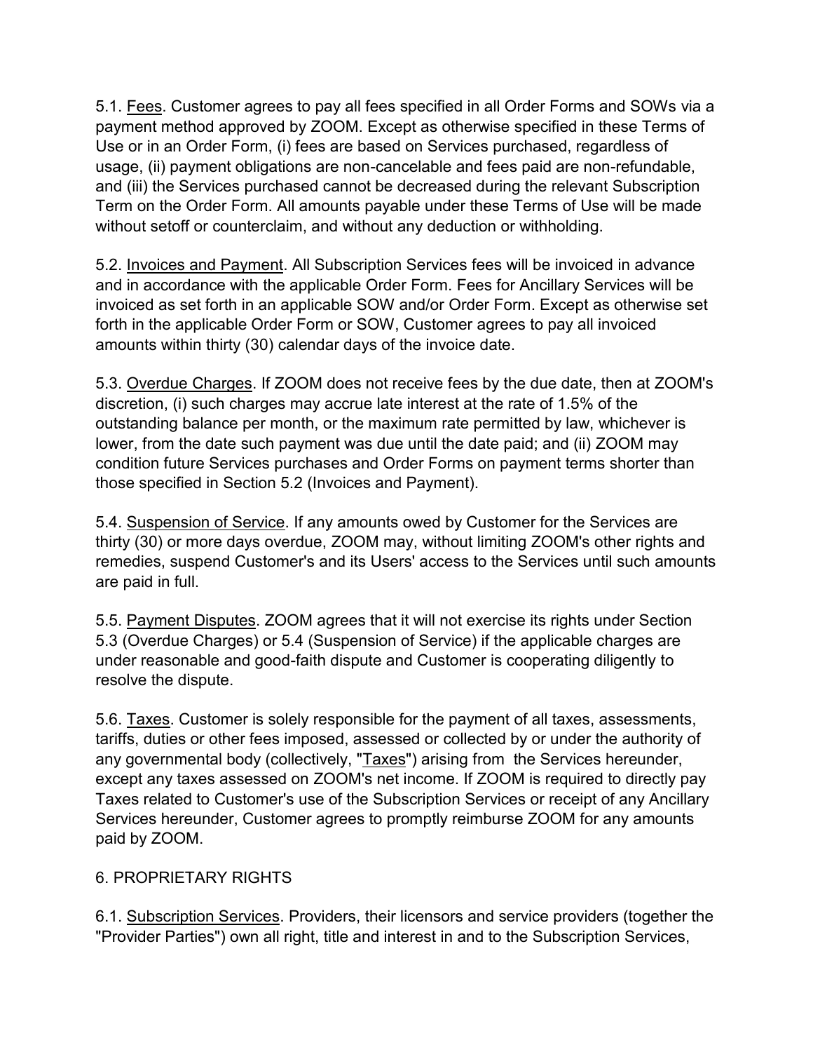5.1. Fees. Customer agrees to pay all fees specified in all Order Forms and SOWs via a payment method approved by ZOOM. Except as otherwise specified in these Terms of Use or in an Order Form, (i) fees are based on Services purchased, regardless of usage, (ii) payment obligations are non-cancelable and fees paid are non-refundable, and (iii) the Services purchased cannot be decreased during the relevant Subscription Term on the Order Form. All amounts payable under these Terms of Use will be made without setoff or counterclaim, and without any deduction or withholding.

5.2. Invoices and Payment. All Subscription Services fees will be invoiced in advance and in accordance with the applicable Order Form. Fees for Ancillary Services will be invoiced as set forth in an applicable SOW and/or Order Form. Except as otherwise set forth in the applicable Order Form or SOW, Customer agrees to pay all invoiced amounts within thirty (30) calendar days of the invoice date.

5.3. Overdue Charges. If ZOOM does not receive fees by the due date, then at ZOOM's discretion, (i) such charges may accrue late interest at the rate of 1.5% of the outstanding balance per month, or the maximum rate permitted by law, whichever is lower, from the date such payment was due until the date paid; and (ii) ZOOM may condition future Services purchases and Order Forms on payment terms shorter than those specified in Section 5.2 (Invoices and Payment).

5.4. Suspension of Service. If any amounts owed by Customer for the Services are thirty (30) or more days overdue, ZOOM may, without limiting ZOOM's other rights and remedies, suspend Customer's and its Users' access to the Services until such amounts are paid in full.

5.5. Payment Disputes. ZOOM agrees that it will not exercise its rights under Section 5.3 (Overdue Charges) or 5.4 (Suspension of Service) if the applicable charges are under reasonable and good-faith dispute and Customer is cooperating diligently to resolve the dispute.

5.6. Taxes. Customer is solely responsible for the payment of all taxes, assessments, tariffs, duties or other fees imposed, assessed or collected by or under the authority of any governmental body (collectively, "Taxes") arising from the Services hereunder, except any taxes assessed on ZOOM's net income. If ZOOM is required to directly pay Taxes related to Customer's use of the Subscription Services or receipt of any Ancillary Services hereunder, Customer agrees to promptly reimburse ZOOM for any amounts paid by ZOOM.

6. PROPRIETARY RIGHTS

6.1. Subscription Services. Providers, their licensors and service providers (together the "Provider Parties") own all right, title and interest in and to the Subscription Services,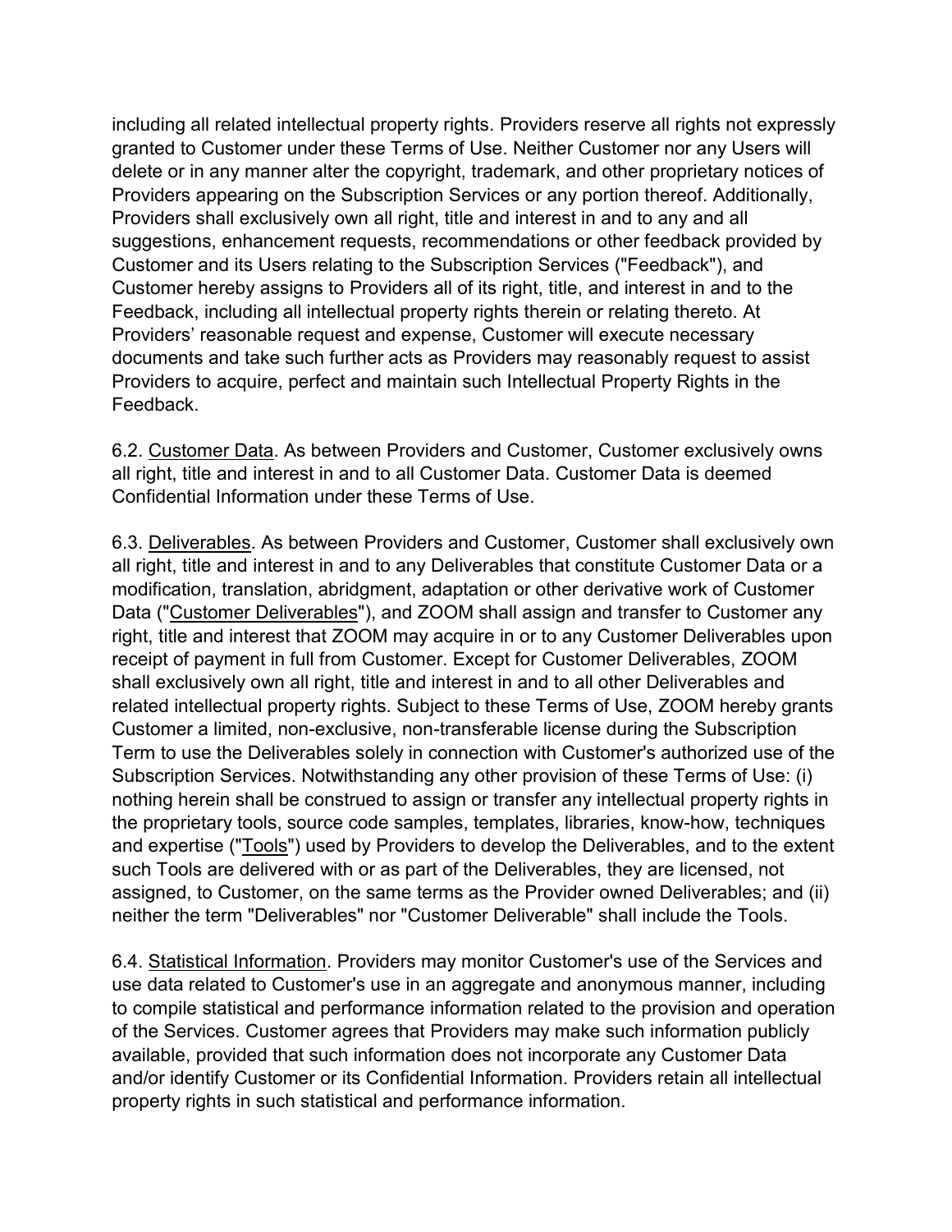including all related intellectual property rights. Providers reserve all rights not expressly granted to Customer under these Terms of Use. Neither Customer nor any Users will delete or in any manner alter the copyright, trademark, and other proprietary notices of Providers appearing on the Subscription Services or any portion thereof. Additionally, Providers shall exclusively own all right, title and interest in and to any and all suggestions, enhancement requests, recommendations or other feedback provided by Customer and its Users relating to the Subscription Services ("Feedback"), and Customer hereby assigns to Providers all of its right, title, and interest in and to the Feedback, including all intellectual property rights therein or relating thereto. At Providers' reasonable request and expense, Customer will execute necessary documents and take such further acts as Providers may reasonably request to assist Providers to acquire, perfect and maintain such Intellectual Property Rights in the Feedback.

6.2. Customer Data. As between Providers and Customer, Customer exclusively owns all right, title and interest in and to all Customer Data. Customer Data is deemed Confidential Information under these Terms of Use.

6.3. Deliverables. As between Providers and Customer, Customer shall exclusively own all right, title and interest in and to any Deliverables that constitute Customer Data or a modification, translation, abridgment, adaptation or other derivative work of Customer Data ("Customer Deliverables"), and ZOOM shall assign and transfer to Customer any right, title and interest that ZOOM may acquire in or to any Customer Deliverables upon receipt of payment in full from Customer. Except for Customer Deliverables, ZOOM shall exclusively own all right, title and interest in and to all other Deliverables and related intellectual property rights. Subject to these Terms of Use, ZOOM hereby grants Customer a limited, non-exclusive, non-transferable license during the Subscription Term to use the Deliverables solely in connection with Customer's authorized use of the Subscription Services. Notwithstanding any other provision of these Terms of Use: (i) nothing herein shall be construed to assign or transfer any intellectual property rights in the proprietary tools, source code samples, templates, libraries, know-how, techniques and expertise ("Tools") used by Providers to develop the Deliverables, and to the extent such Tools are delivered with or as part of the Deliverables, they are licensed, not assigned, to Customer, on the same terms as the Provider owned Deliverables; and (ii) neither the term "Deliverables" nor "Customer Deliverable" shall include the Tools.

6.4. Statistical Information. Providers may monitor Customer's use of the Services and use data related to Customer's use in an aggregate and anonymous manner, including to compile statistical and performance information related to the provision and operation of the Services. Customer agrees that Providers may make such information publicly available, provided that such information does not incorporate any Customer Data and/or identify Customer or its Confidential Information. Providers retain all intellectual property rights in such statistical and performance information.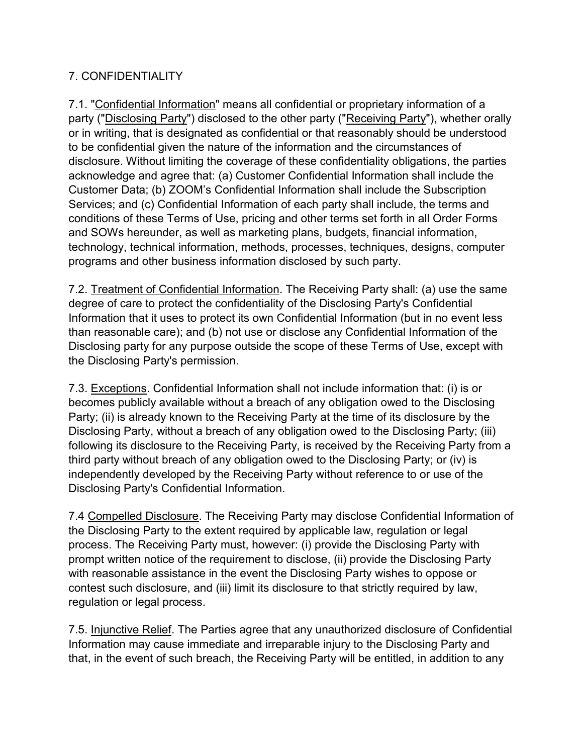## 7. CONFIDENTIALITY

7.1. "Confidential Information" means all confidential or proprietary information of a party ("Disclosing Party") disclosed to the other party ("Receiving Party"), whether orally or in writing, that is designated as confidential or that reasonably should be understood to be confidential given the nature of the information and the circumstances of disclosure. Without limiting the coverage of these confidentiality obligations, the parties acknowledge and agree that: (a) Customer Confidential Information shall include the Customer Data; (b) ZOOM's Confidential Information shall include the Subscription Services; and (c) Confidential Information of each party shall include, the terms and conditions of these Terms of Use, pricing and other terms set forth in all Order Forms and SOWs hereunder, as well as marketing plans, budgets, financial information, technology, technical information, methods, processes, techniques, designs, computer programs and other business information disclosed by such party.

7.2. Treatment of Confidential Information. The Receiving Party shall: (a) use the same degree of care to protect the confidentiality of the Disclosing Party's Confidential Information that it uses to protect its own Confidential Information (but in no event less than reasonable care); and (b) not use or disclose any Confidential Information of the Disclosing party for any purpose outside the scope of these Terms of Use, except with the Disclosing Party's permission.

7.3. Exceptions. Confidential Information shall not include information that: (i) is or becomes publicly available without a breach of any obligation owed to the Disclosing Party; (ii) is already known to the Receiving Party at the time of its disclosure by the Disclosing Party, without a breach of any obligation owed to the Disclosing Party; (iii) following its disclosure to the Receiving Party, is received by the Receiving Party from a third party without breach of any obligation owed to the Disclosing Party; or (iv) is independently developed by the Receiving Party without reference to or use of the Disclosing Party's Confidential Information.

7.4 Compelled Disclosure. The Receiving Party may disclose Confidential Information of the Disclosing Party to the extent required by applicable law, regulation or legal process. The Receiving Party must, however: (i) provide the Disclosing Party with prompt written notice of the requirement to disclose, (ii) provide the Disclosing Party with reasonable assistance in the event the Disclosing Party wishes to oppose or contest such disclosure, and (iii) limit its disclosure to that strictly required by law, regulation or legal process.

7.5. Injunctive Relief. The Parties agree that any unauthorized disclosure of Confidential Information may cause immediate and irreparable injury to the Disclosing Party and that, in the event of such breach, the Receiving Party will be entitled, in addition to any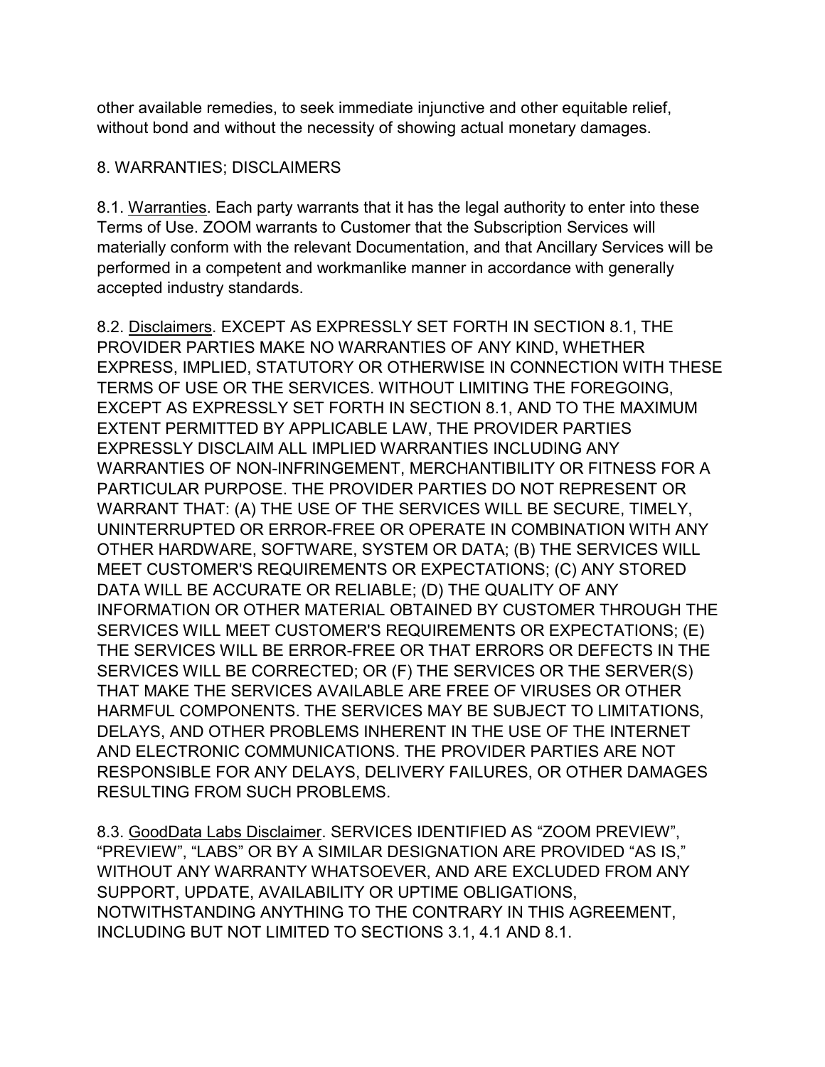other available remedies, to seek immediate injunctive and other equitable relief, without bond and without the necessity of showing actual monetary damages.

## 8. WARRANTIES; DISCLAIMERS

8.1. Warranties. Each party warrants that it has the legal authority to enter into these Terms of Use. ZOOM warrants to Customer that the Subscription Services will materially conform with the relevant Documentation, and that Ancillary Services will be performed in a competent and workmanlike manner in accordance with generally accepted industry standards.

8.2. Disclaimers. EXCEPT AS EXPRESSLY SET FORTH IN SECTION 8.1, THE PROVIDER PARTIES MAKE NO WARRANTIES OF ANY KIND, WHETHER EXPRESS, IMPLIED, STATUTORY OR OTHERWISE IN CONNECTION WITH THESE TERMS OF USE OR THE SERVICES. WITHOUT LIMITING THE FOREGOING, EXCEPT AS EXPRESSLY SET FORTH IN SECTION 8.1, AND TO THE MAXIMUM EXTENT PERMITTED BY APPLICABLE LAW, THE PROVIDER PARTIES EXPRESSLY DISCLAIM ALL IMPLIED WARRANTIES INCLUDING ANY WARRANTIES OF NON-INFRINGEMENT, MERCHANTIBILITY OR FITNESS FOR A PARTICULAR PURPOSE. THE PROVIDER PARTIES DO NOT REPRESENT OR WARRANT THAT: (A) THE USE OF THE SERVICES WILL BE SECURE, TIMELY, UNINTERRUPTED OR ERROR-FREE OR OPERATE IN COMBINATION WITH ANY OTHER HARDWARE, SOFTWARE, SYSTEM OR DATA; (B) THE SERVICES WILL MEET CUSTOMER'S REQUIREMENTS OR EXPECTATIONS; (C) ANY STORED DATA WILL BE ACCURATE OR RELIABLE; (D) THE QUALITY OF ANY INFORMATION OR OTHER MATERIAL OBTAINED BY CUSTOMER THROUGH THE SERVICES WILL MEET CUSTOMER'S REQUIREMENTS OR EXPECTATIONS; (E) THE SERVICES WILL BE ERROR-FREE OR THAT ERRORS OR DEFECTS IN THE SERVICES WILL BE CORRECTED; OR (F) THE SERVICES OR THE SERVER(S) THAT MAKE THE SERVICES AVAILABLE ARE FREE OF VIRUSES OR OTHER HARMFUL COMPONENTS. THE SERVICES MAY BE SUBJECT TO LIMITATIONS, DELAYS, AND OTHER PROBLEMS INHERENT IN THE USE OF THE INTERNET AND ELECTRONIC COMMUNICATIONS. THE PROVIDER PARTIES ARE NOT RESPONSIBLE FOR ANY DELAYS, DELIVERY FAILURES, OR OTHER DAMAGES RESULTING FROM SUCH PROBLEMS.

8.3. GoodData Labs Disclaimer. SERVICES IDENTIFIED AS "ZOOM PREVIEW", "PREVIEW", "LABS" OR BY A SIMILAR DESIGNATION ARE PROVIDED "AS IS," WITHOUT ANY WARRANTY WHATSOEVER, AND ARE EXCLUDED FROM ANY SUPPORT, UPDATE, AVAILABILITY OR UPTIME OBLIGATIONS, NOTWITHSTANDING ANYTHING TO THE CONTRARY IN THIS AGREEMENT, INCLUDING BUT NOT LIMITED TO SECTIONS 3.1, 4.1 AND 8.1.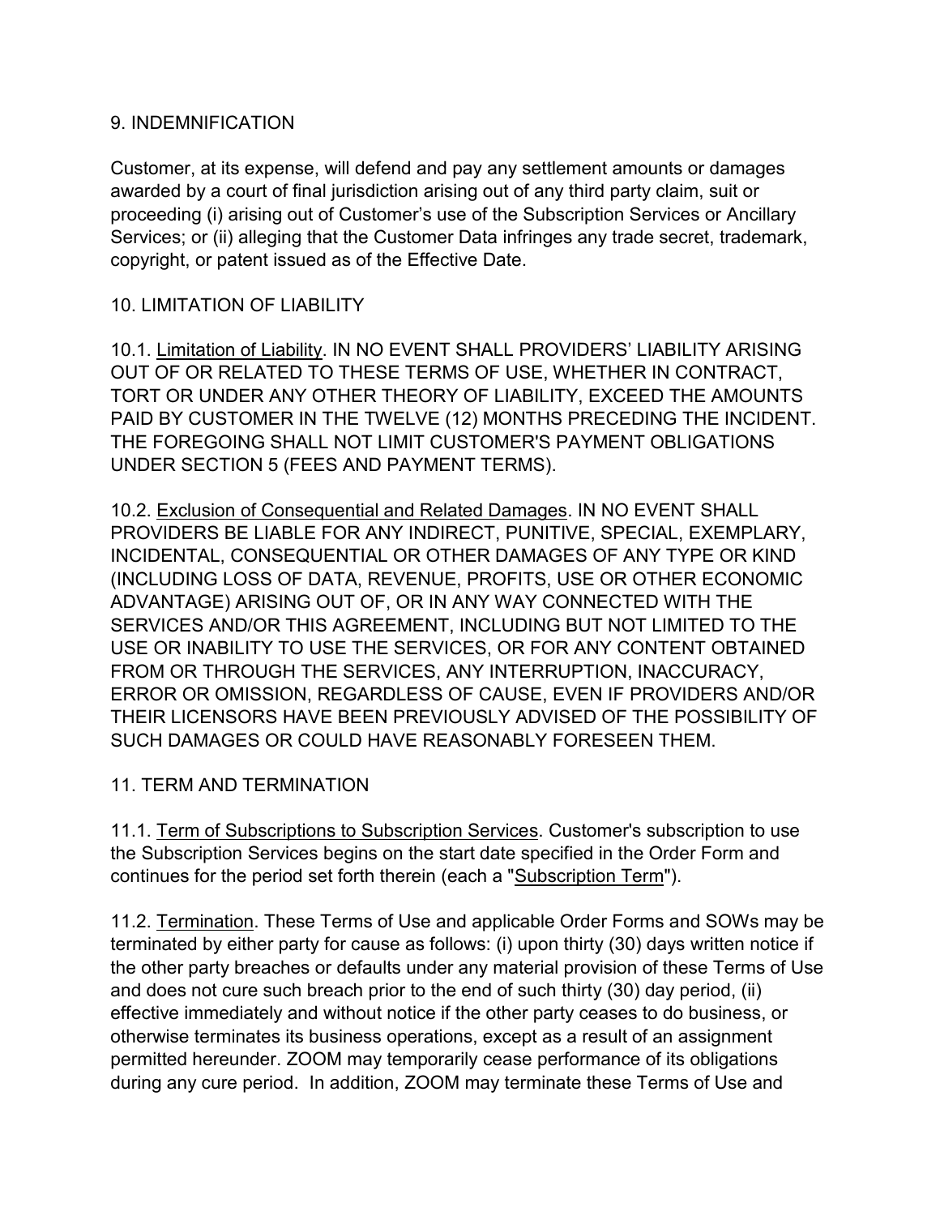## 9. INDEMNIFICATION

Customer, at its expense, will defend and pay any settlement amounts or damages awarded by a court of final jurisdiction arising out of any third party claim, suit or proceeding (i) arising out of Customer's use of the Subscription Services or Ancillary Services; or (ii) alleging that the Customer Data infringes any trade secret, trademark, copyright, or patent issued as of the Effective Date.

## 10. LIMITATION OF LIABILITY

10.1. Limitation of Liability. IN NO EVENT SHALL PROVIDERS' LIABILITY ARISING OUT OF OR RELATED TO THESE TERMS OF USE, WHETHER IN CONTRACT, TORT OR UNDER ANY OTHER THEORY OF LIABILITY, EXCEED THE AMOUNTS PAID BY CUSTOMER IN THE TWELVE (12) MONTHS PRECEDING THE INCIDENT. THE FOREGOING SHALL NOT LIMIT CUSTOMER'S PAYMENT OBLIGATIONS UNDER SECTION 5 (FEES AND PAYMENT TERMS).

10.2. Exclusion of Consequential and Related Damages. IN NO EVENT SHALL PROVIDERS BE LIABLE FOR ANY INDIRECT, PUNITIVE, SPECIAL, EXEMPLARY, INCIDENTAL, CONSEQUENTIAL OR OTHER DAMAGES OF ANY TYPE OR KIND (INCLUDING LOSS OF DATA, REVENUE, PROFITS, USE OR OTHER ECONOMIC ADVANTAGE) ARISING OUT OF, OR IN ANY WAY CONNECTED WITH THE SERVICES AND/OR THIS AGREEMENT, INCLUDING BUT NOT LIMITED TO THE USE OR INABILITY TO USE THE SERVICES, OR FOR ANY CONTENT OBTAINED FROM OR THROUGH THE SERVICES, ANY INTERRUPTION, INACCURACY, ERROR OR OMISSION, REGARDLESS OF CAUSE, EVEN IF PROVIDERS AND/OR THEIR LICENSORS HAVE BEEN PREVIOUSLY ADVISED OF THE POSSIBILITY OF SUCH DAMAGES OR COULD HAVE REASONABLY FORESEEN THEM.

## 11. TERM AND TERMINATION

11.1. Term of Subscriptions to Subscription Services. Customer's subscription to use the Subscription Services begins on the start date specified in the Order Form and continues for the period set forth therein (each a "Subscription Term").

11.2. Termination. These Terms of Use and applicable Order Forms and SOWs may be terminated by either party for cause as follows: (i) upon thirty (30) days written notice if the other party breaches or defaults under any material provision of these Terms of Use and does not cure such breach prior to the end of such thirty (30) day period, (ii) effective immediately and without notice if the other party ceases to do business, or otherwise terminates its business operations, except as a result of an assignment permitted hereunder. ZOOM may temporarily cease performance of its obligations during any cure period. In addition, ZOOM may terminate these Terms of Use and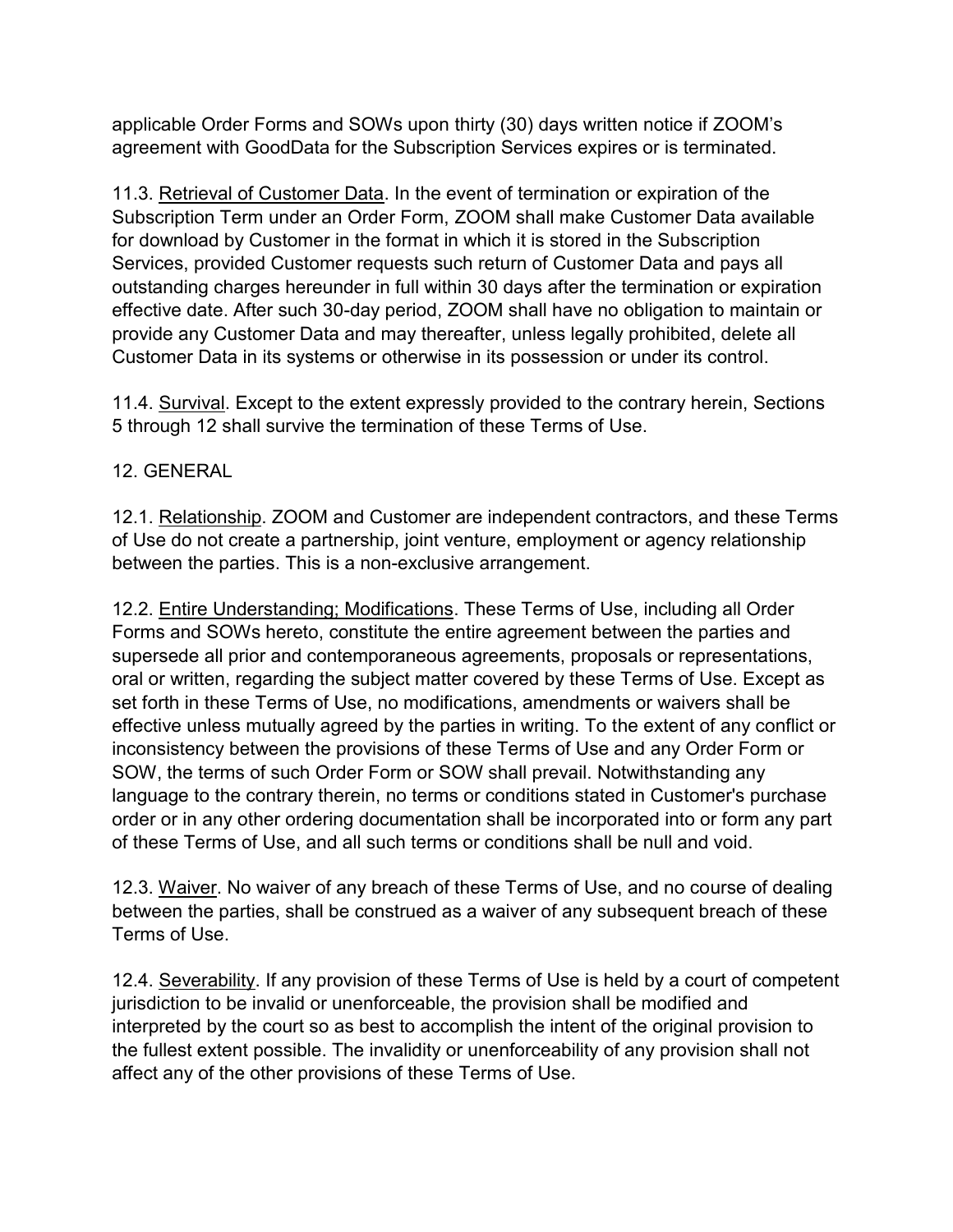applicable Order Forms and SOWs upon thirty (30) days written notice if ZOOM's agreement with GoodData for the Subscription Services expires or is terminated.

11.3. <u>Retrieval of Customer Data</u>. In the event of termination or expiration of the Subscription Term under an Order Form, ZOOM shall make Customer Data available for download by Customer in the format in which it is stored in the Subscription Services, provided Customer requests such return of Customer Data and pays all outstanding charges hereunder in full within 30 days after the termination or expiration effective date. After such 30-day period, ZOOM shall have no obligation to maintain or provide any Customer Data and may thereafter, unless legally prohibited, delete all Customer Data in its systems or otherwise in its possession or under its control.

11.4. <u>Survival</u>. Except to the extent expressly provided to the contrary herein, Sections 5 through 12 shall survive the termination of these Terms of Use.

## 12. GENERAL

12.1. <u>Relationship</u>. ZOOM and Customer are independent contractors, and these Terms of Use do not create a partnership, joint venture, employment or agency relationship between the parties. This is a non-exclusive arrangement.

12.2. <u>Entire Understanding; Modifications</u>. These Terms of Use, including all Order Forms and SOWs hereto, constitute the entire agreement between the parties and supersede all prior and contemporaneous agreements, proposals or representations, oral or written, regarding the subject matter covered by these Terms of Use. Except as set forth in these Terms of Use, no modifications, amendments or waivers shall be effective unless mutually agreed by the parties in writing. To the extent of any conflict or inconsistency between the provisions of these Terms of Use and any Order Form or SOW, the terms of such Order Form or SOW shall prevail. Notwithstanding any language to the contrary therein, no terms or conditions stated in Customer's purchase order or in any other ordering documentation shall be incorporated into or form any part of these Terms of Use, and all such terms or conditions shall be null and void.

12.3. <u>Waiver</u>. No waiver of any breach of these Terms of Use, and no course of dealing between the parties, shall be construed as a waiver of any subsequent breach of these Terms of Use.

12.4. <u>Severability</u>. If any provision of these Terms of Use is held by a court of competent jurisdiction to be invalid or unenforceable, the provision shall be modified and interpreted by the court so as best to accomplish the intent of the original provision to the fullest extent possible. The invalidity or unenforceability of any provision shall not affect any of the other provisions of these Terms of Use.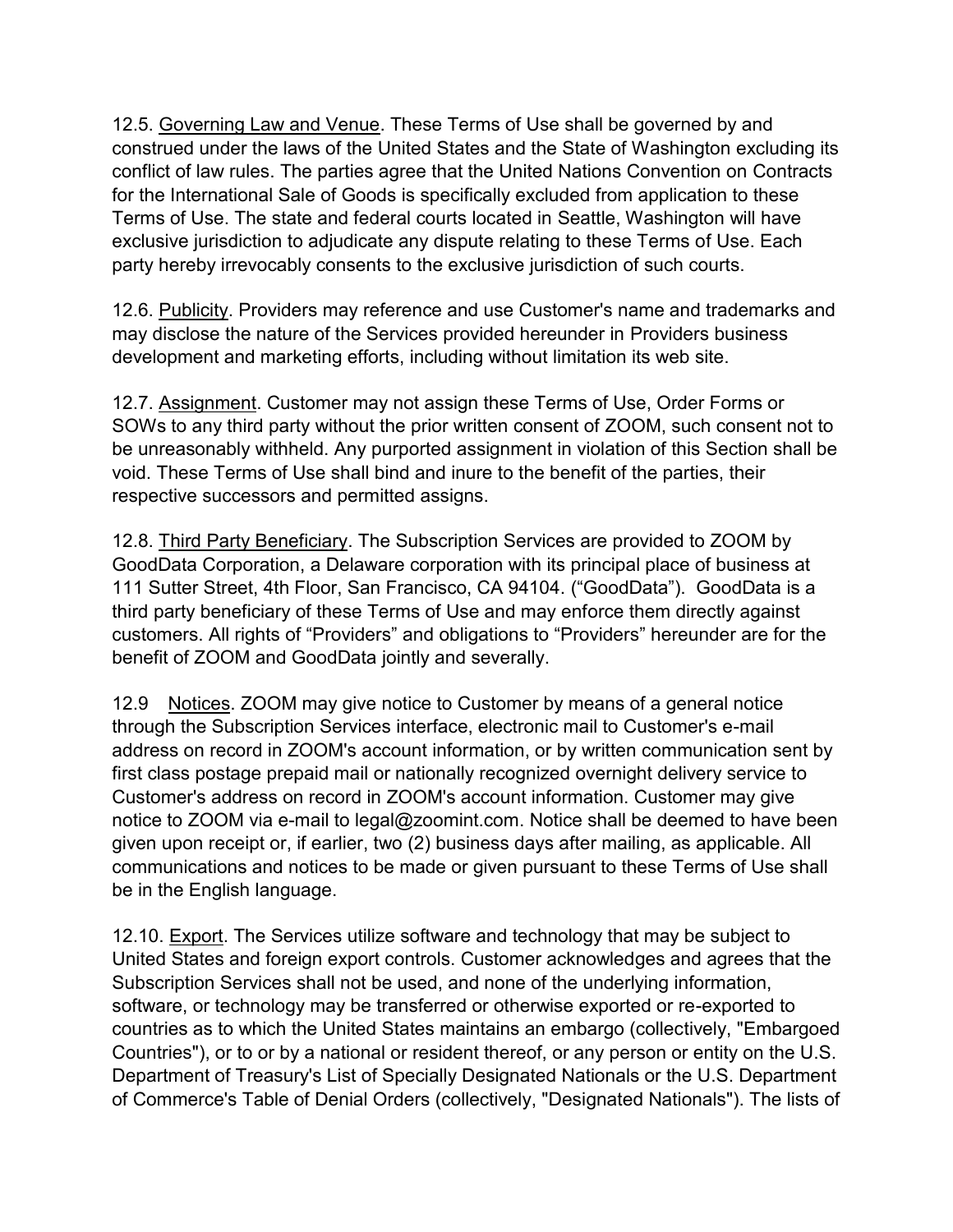12.5. <u>Governing Law and Venue</u>. These Terms of Use shall be governed by and construed under the laws of the United States and the State of Washington excluding its conflict of law rules. The parties agree that the United Nations Convention on Contracts for the International Sale of Goods is specifically excluded from application to these Terms of Use. The state and federal courts located in Seattle, Washington will have exclusive jurisdiction to adjudicate any dispute relating to these Terms of Use. Each party hereby irrevocably consents to the exclusive jurisdiction of such courts.

12.6. <u>Publicity</u>. Providers may reference and use Customer's name and trademarks and may disclose the nature of the Services provided hereunder in Providers business development and marketing efforts, including without limitation its web site.

12.7. <u>Assignment</u>. Customer may not assign these Terms of Use, Order Forms or SOWs to any third party without the prior written consent of ZOOM, such consent not to be unreasonably withheld. Any purported assignment in violation of this Section shall be void. These Terms of Use shall bind and inure to the benefit of the parties, their respective successors and permitted assigns.

12.8. <u>Third Party Beneficiary</u>. The Subscription Services are provided to ZOOM by GoodData Corporation, a Delaware corporation with its principal place of business at 111 Sutter Street, 4th Floor, San Francisco, CA 94104. ("GoodData"). GoodData is a third party beneficiary of these Terms of Use and may enforce them directly against customers. All rights of "Providers" and obligations to "Providers" hereunder are for the benefit of ZOOM and GoodData jointly and severally.

12.9 <u>Notices</u>. ZOOM may give notice to Customer by means of a general notice through the Subscription Services interface, electronic mail to Customer's e-mail address on record in ZOOM's account information, or by written communication sent by first class postage prepaid mail or nationally recognized overnight delivery service to Customer's address on record in ZOOM's account information. Customer may give notice to ZOOM via e-mail to legal@zoomint.com. Notice shall be deemed to have been given upon receipt or, if earlier, two (2) business days after mailing, as applicable. All communications and notices to be made or given pursuant to these Terms of Use shall be in the English language.

12.10. <u>Export</u>. The Services utilize software and technology that may be subject to United States and foreign export controls. Customer acknowledges and agrees that the Subscription Services shall not be used, and none of the underlying information, software, or technology may be transferred or otherwise exported or re-exported to countries as to which the United States maintains an embargo (collectively, "Embargoed Countries"), or to or by a national or resident thereof, or any person or entity on the U.S. Department of Treasury's List of Specially Designated Nationals or the U.S. Department of Commerce's Table of Denial Orders (collectively, "Designated Nationals"). The lists of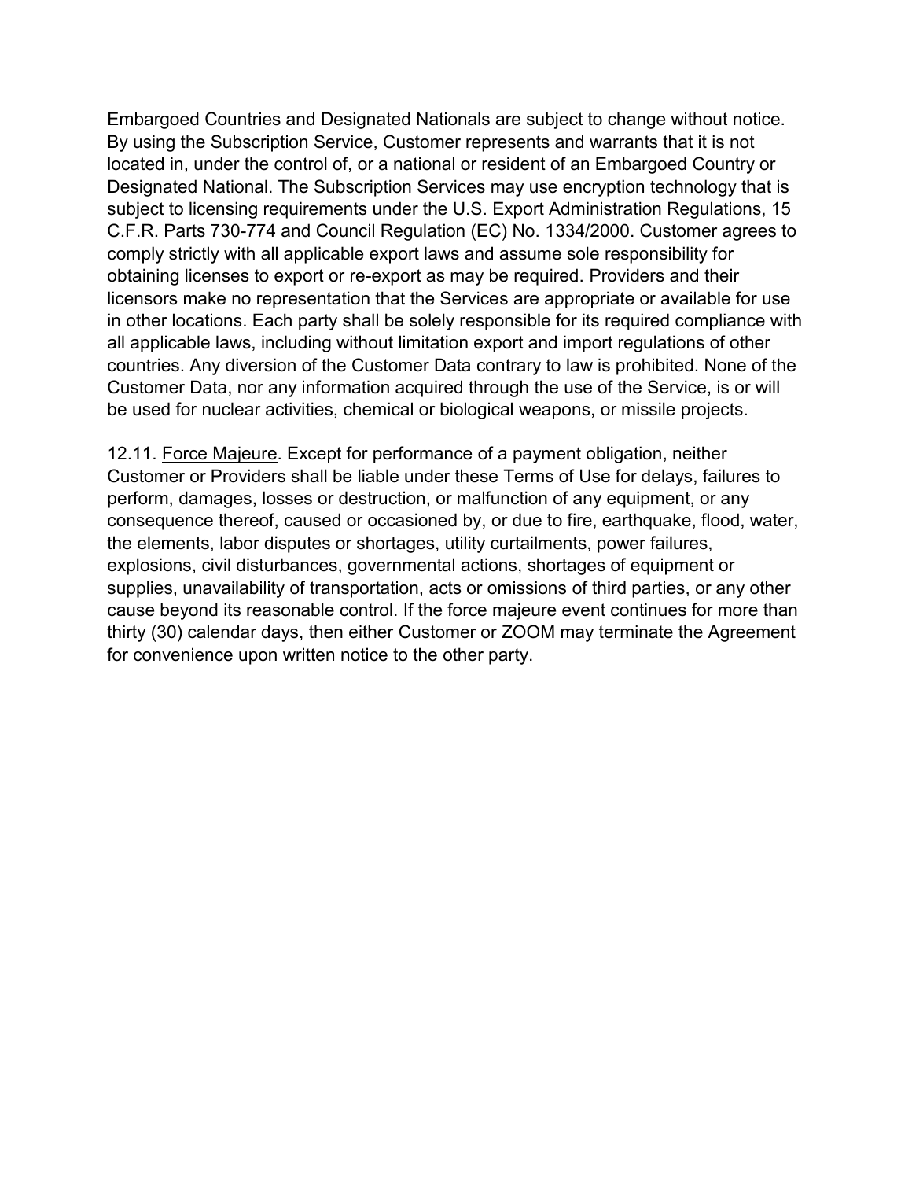Embargoed Countries and Designated Nationals are subject to change without notice. By using the Subscription Service, Customer represents and warrants that it is not located in, under the control of, or a national or resident of an Embargoed Country or Designated National. The Subscription Services may use encryption technology that is subject to licensing requirements under the U.S. Export Administration Regulations, 15 C.F.R. Parts 730-774 and Council Regulation (EC) No. 1334/2000. Customer agrees to comply strictly with all applicable export laws and assume sole responsibility for obtaining licenses to export or re-export as may be required. Providers and their licensors make no representation that the Services are appropriate or available for use in other locations. Each party shall be solely responsible for its required compliance with all applicable laws, including without limitation export and import regulations of other countries. Any diversion of the Customer Data contrary to law is prohibited. None of the Customer Data, nor any information acquired through the use of the Service, is or will be used for nuclear activities, chemical or biological weapons, or missile projects.

12.11. Force Majeure. Except for performance of a payment obligation, neither Customer or Providers shall be liable under these Terms of Use for delays, failures to perform, damages, losses or destruction, or malfunction of any equipment, or any consequence thereof, caused or occasioned by, or due to fire, earthquake, flood, water, the elements, labor disputes or shortages, utility curtailments, power failures, explosions, civil disturbances, governmental actions, shortages of equipment or supplies, unavailability of transportation, acts or omissions of third parties, or any other cause beyond its reasonable control. If the force majeure event continues for more than thirty (30) calendar days, then either Customer or ZOOM may terminate the Agreement for convenience upon written notice to the other party.